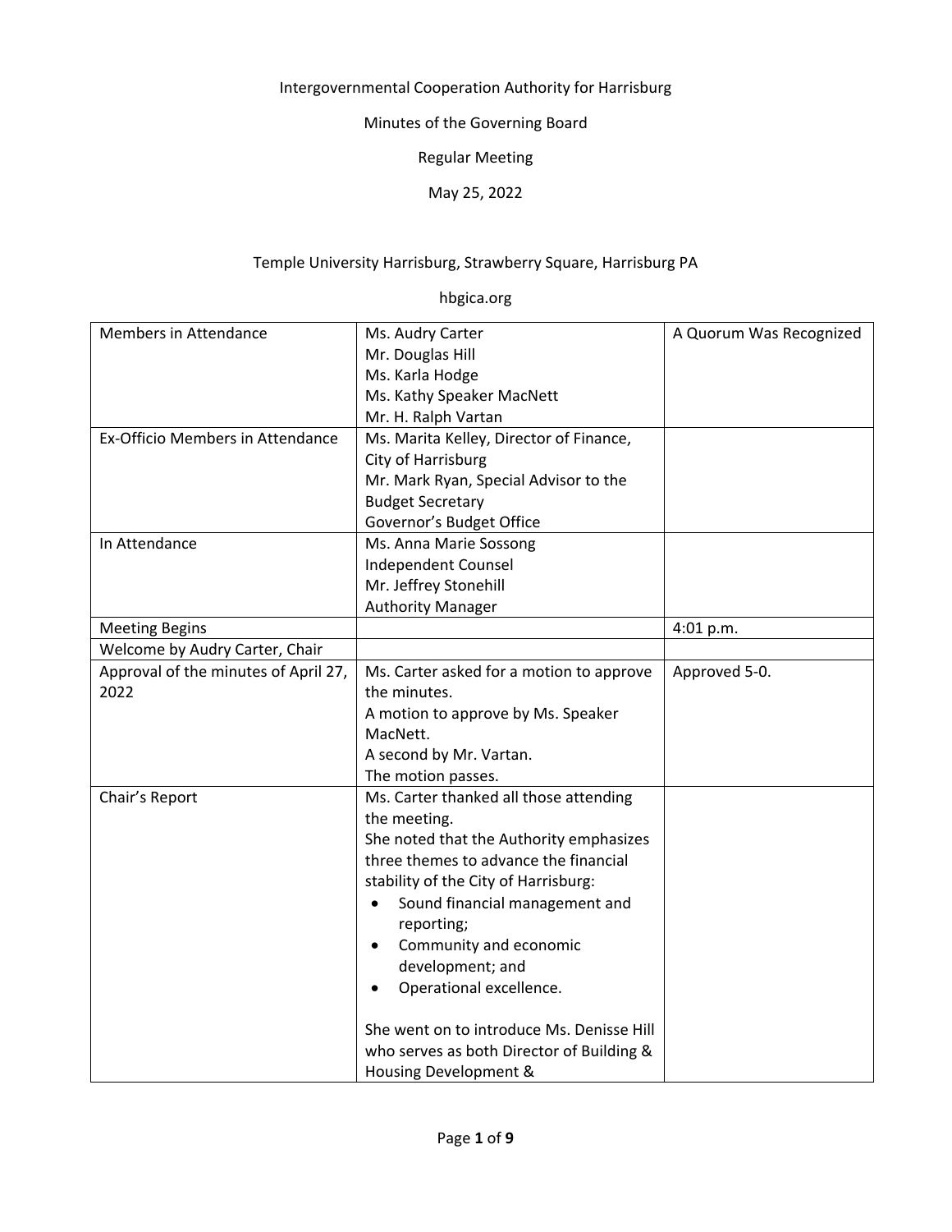Intergovernmental Cooperation Authority for Harrisburg

Minutes of the Governing Board

Regular Meeting

May 25, 2022

Temple University Harrisburg, Strawberry Square, Harrisburg PA

hbgica.org

| | | |
|---|---|---|
| Members in Attendance | Ms. Audry Carter<br>Mr. Douglas Hill<br>Ms. Karla Hodge<br>Ms. Kathy Speaker MacNett<br>Mr. H. Ralph Vartan | A Quorum Was Recognized |
| Ex-Officio Members in Attendance | Ms. Marita Kelley, Director of Finance, City of Harrisburg<br>Mr. Mark Ryan, Special Advisor to the Budget Secretary<br>Governor's Budget Office | |
| In Attendance | Ms. Anna Marie Sossong<br>Independent Counsel<br>Mr. Jeffrey Stonehill<br>Authority Manager | |
| Meeting Begins | | 4:01 p.m. |
| Welcome by Audry Carter, Chair | | |
| Approval of the minutes of April 27, 2022 | Ms. Carter asked for a motion to approve the minutes.<br>A motion to approve by Ms. Speaker MacNett.<br>A second by Mr. Vartan.<br>The motion passes. | Approved 5-0. |
| Chair's Report | Ms. Carter thanked all those attending the meeting.<br>She noted that the Authority emphasizes three themes to advance the financial stability of the City of Harrisburg:<br>• Sound financial management and reporting;<br>• Community and economic development; and<br>• Operational excellence.<br><br>She went on to introduce Ms. Denisse Hill who serves as both Director of Building & Housing Development & | |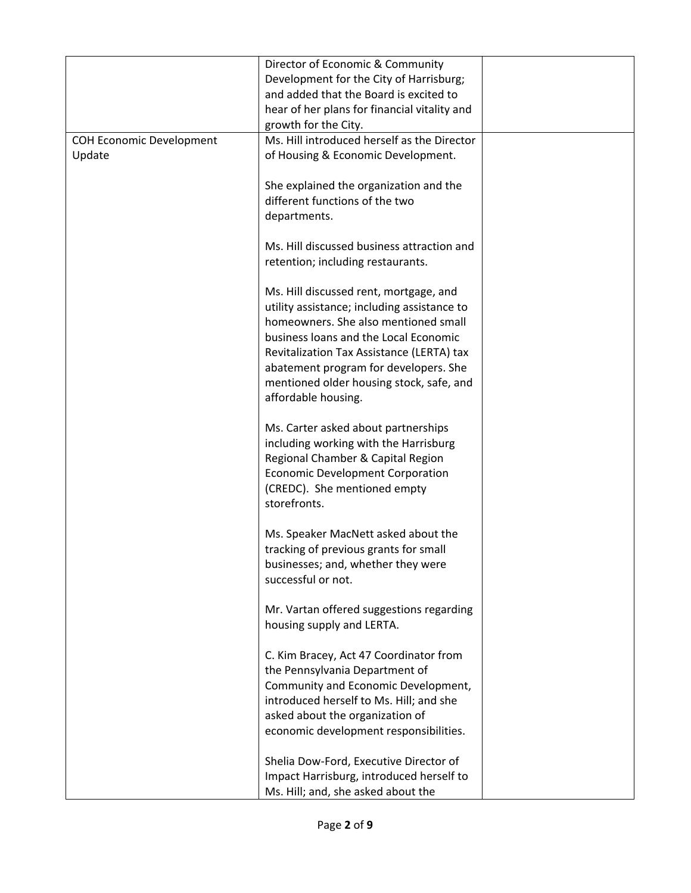| | | |
|---|---|---|
| | Director of Economic & Community Development for the City of Harrisburg; and added that the Board is excited to hear of her plans for financial vitality and growth for the City. | |
| COH Economic Development Update | Ms. Hill introduced herself as the Director of Housing & Economic Development.<br><br>She explained the organization and the different functions of the two departments.<br><br>Ms. Hill discussed business attraction and retention; including restaurants.<br><br>Ms. Hill discussed rent, mortgage, and utility assistance; including assistance to homeowners. She also mentioned small business loans and the Local Economic Revitalization Tax Assistance (LERTA) tax abatement program for developers. She mentioned older housing stock, safe, and affordable housing.<br><br>Ms. Carter asked about partnerships including working with the Harrisburg Regional Chamber & Capital Region Economic Development Corporation (CREDC). She mentioned empty storefronts.<br><br>Ms. Speaker MacNett asked about the tracking of previous grants for small businesses; and, whether they were successful or not.<br><br>Mr. Vartan offered suggestions regarding housing supply and LERTA.<br><br>C. Kim Bracey, Act 47 Coordinator from the Pennsylvania Department of Community and Economic Development, introduced herself to Ms. Hill; and she asked about the organization of economic development responsibilities.<br><br>Shelia Dow-Ford, Executive Director of Impact Harrisburg, introduced herself to Ms. Hill; and, she asked about the | |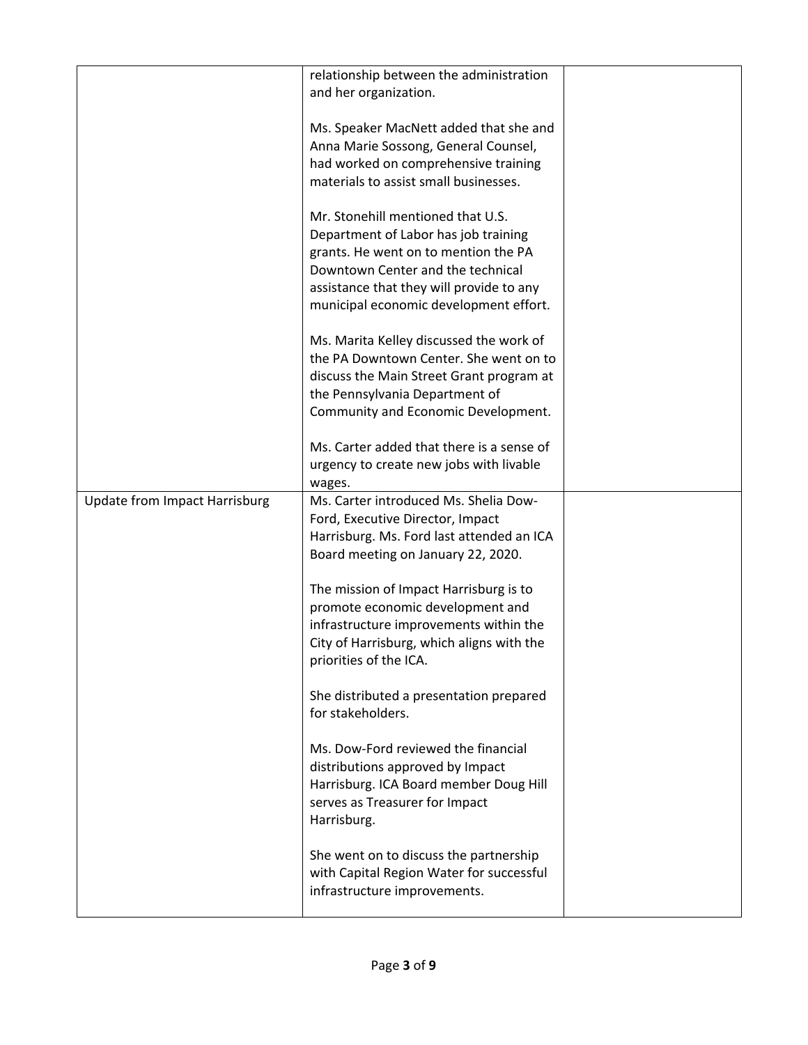| | | |
|---|---|---|
| | relationship between the administration and her organization.<br><br>Ms. Speaker MacNett added that she and Anna Marie Sossong, General Counsel, had worked on comprehensive training materials to assist small businesses.<br><br>Mr. Stonehill mentioned that U.S. Department of Labor has job training grants. He went on to mention the PA Downtown Center and the technical assistance that they will provide to any municipal economic development effort.<br><br>Ms. Marita Kelley discussed the work of the PA Downtown Center. She went on to discuss the Main Street Grant program at the Pennsylvania Department of Community and Economic Development.<br><br>Ms. Carter added that there is a sense of urgency to create new jobs with livable wages. | |
| Update from Impact Harrisburg | Ms. Carter introduced Ms. Shelia Dow-Ford, Executive Director, Impact Harrisburg. Ms. Ford last attended an ICA Board meeting on January 22, 2020.<br><br>The mission of Impact Harrisburg is to promote economic development and infrastructure improvements within the City of Harrisburg, which aligns with the priorities of the ICA.<br><br>She distributed a presentation prepared for stakeholders.<br><br>Ms. Dow-Ford reviewed the financial distributions approved by Impact Harrisburg. ICA Board member Doug Hill serves as Treasurer for Impact Harrisburg.<br><br>She went on to discuss the partnership with Capital Region Water for successful infrastructure improvements. | |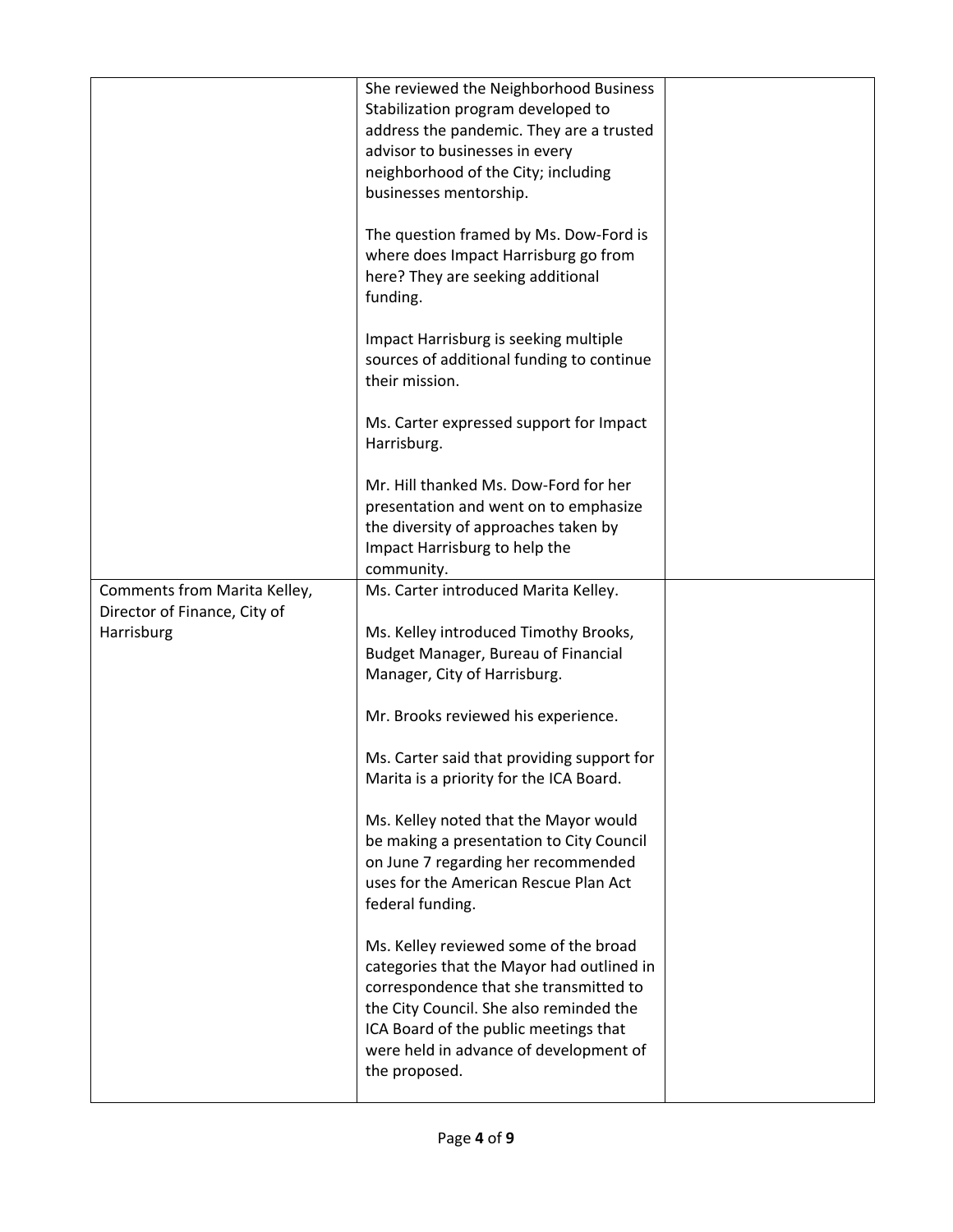| | | |
|---|---|---|
| | She reviewed the Neighborhood Business Stabilization program developed to address the pandemic. They are a trusted advisor to businesses in every neighborhood of the City; including businesses mentorship.<br><br>The question framed by Ms. Dow-Ford is where does Impact Harrisburg go from here? They are seeking additional funding.<br><br>Impact Harrisburg is seeking multiple sources of additional funding to continue their mission.<br><br>Ms. Carter expressed support for Impact Harrisburg.<br><br>Mr. Hill thanked Ms. Dow-Ford for her presentation and went on to emphasize the diversity of approaches taken by Impact Harrisburg to help the community. | |
| Comments from Marita Kelley, Director of Finance, City of Harrisburg | Ms. Carter introduced Marita Kelley.<br><br>Ms. Kelley introduced Timothy Brooks, Budget Manager, Bureau of Financial Manager, City of Harrisburg.<br><br>Mr. Brooks reviewed his experience.<br><br>Ms. Carter said that providing support for Marita is a priority for the ICA Board.<br><br>Ms. Kelley noted that the Mayor would be making a presentation to City Council on June 7 regarding her recommended uses for the American Rescue Plan Act federal funding.<br><br>Ms. Kelley reviewed some of the broad categories that the Mayor had outlined in correspondence that she transmitted to the City Council. She also reminded the ICA Board of the public meetings that were held in advance of development of the proposed. | |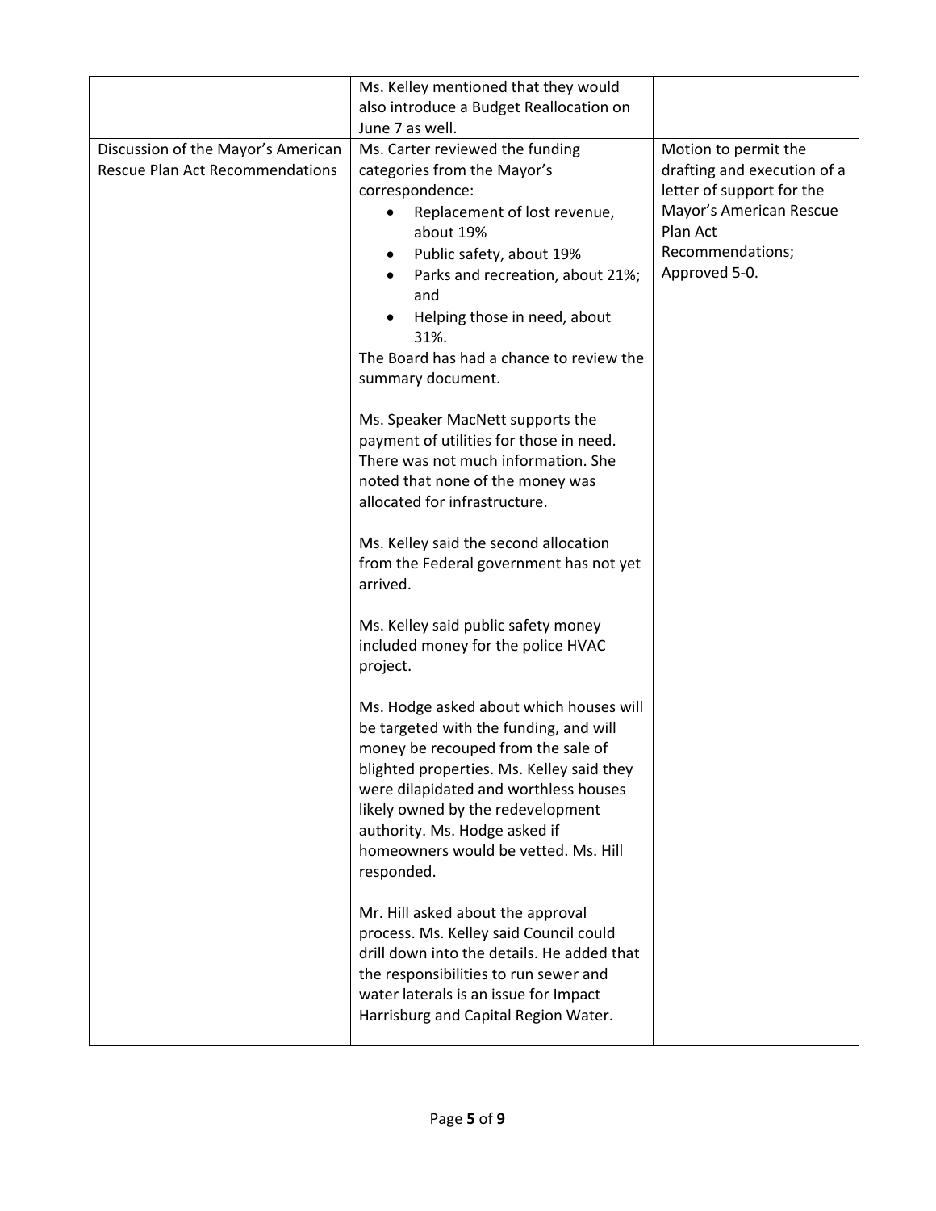| | | |
|---|---|---|
| | Ms. Kelley mentioned that they would also introduce a Budget Reallocation on June 7 as well. | |
| Discussion of the Mayor's American Rescue Plan Act Recommendations | Ms. Carter reviewed the funding categories from the Mayor's correspondence:<br>• Replacement of lost revenue, about 19%<br>• Public safety, about 19%<br>• Parks and recreation, about 21%; and<br>• Helping those in need, about 31%.<br>The Board has had a chance to review the summary document.<br><br>Ms. Speaker MacNett supports the payment of utilities for those in need. There was not much information. She noted that none of the money was allocated for infrastructure.<br><br>Ms. Kelley said the second allocation from the Federal government has not yet arrived.<br><br>Ms. Kelley said public safety money included money for the police HVAC project.<br><br>Ms. Hodge asked about which houses will be targeted with the funding, and will money be recouped from the sale of blighted properties. Ms. Kelley said they were dilapidated and worthless houses likely owned by the redevelopment authority. Ms. Hodge asked if homeowners would be vetted. Ms. Hill responded.<br><br>Mr. Hill asked about the approval process. Ms. Kelley said Council could drill down into the details. He added that the responsibilities to run sewer and water laterals is an issue for Impact Harrisburg and Capital Region Water. | Motion to permit the drafting and execution of a letter of support for the Mayor's American Rescue Plan Act Recommendations; Approved 5-0. |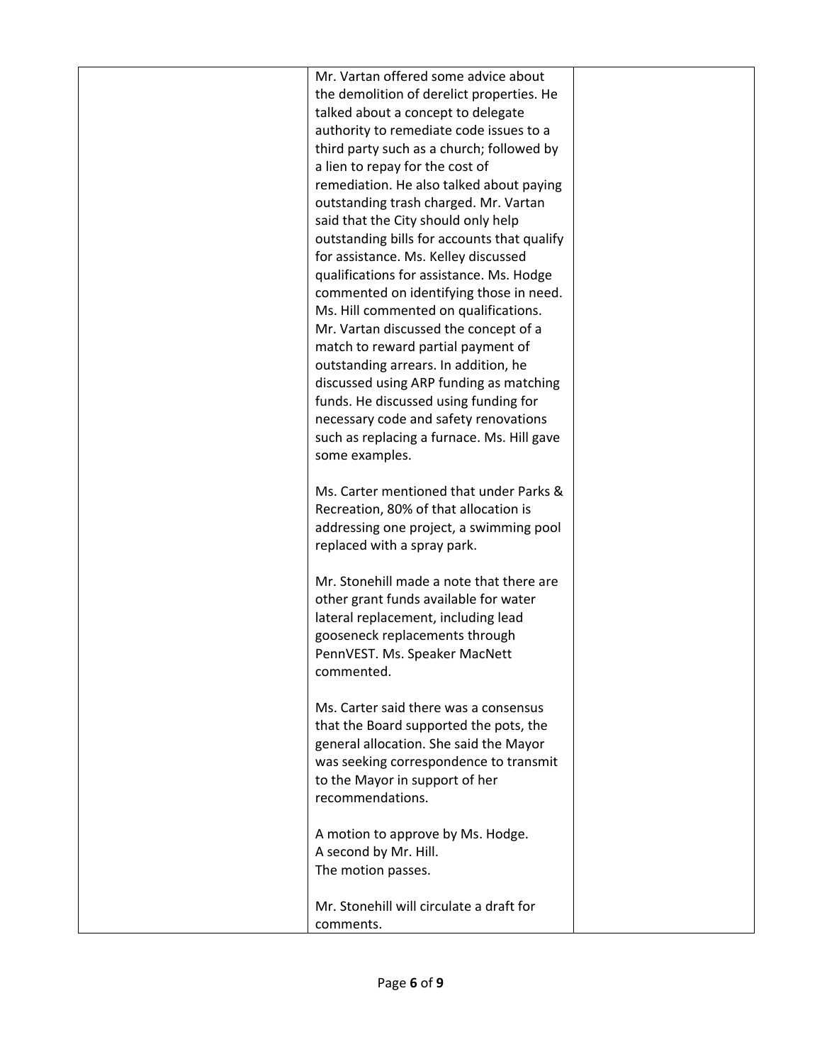| | | |
|---|---|---|
| | Mr. Vartan offered some advice about the demolition of derelict properties. He talked about a concept to delegate authority to remediate code issues to a third party such as a church; followed by a lien to repay for the cost of remediation. He also talked about paying outstanding trash charged. Mr. Vartan said that the City should only help outstanding bills for accounts that qualify for assistance. Ms. Kelley discussed qualifications for assistance. Ms. Hodge commented on identifying those in need. Ms. Hill commented on qualifications. Mr. Vartan discussed the concept of a match to reward partial payment of outstanding arrears. In addition, he discussed using ARP funding as matching funds. He discussed using funding for necessary code and safety renovations such as replacing a furnace. Ms. Hill gave some examples.<br><br>Ms. Carter mentioned that under Parks & Recreation, 80% of that allocation is addressing one project, a swimming pool replaced with a spray park.<br><br>Mr. Stonehill made a note that there are other grant funds available for water lateral replacement, including lead gooseneck replacements through PennVEST. Ms. Speaker MacNett commented.<br><br>Ms. Carter said there was a consensus that the Board supported the pots, the general allocation. She said the Mayor was seeking correspondence to transmit to the Mayor in support of her recommendations.<br><br>A motion to approve by Ms. Hodge.<br>A second by Mr. Hill.<br>The motion passes.<br><br>Mr. Stonehill will circulate a draft for comments. | |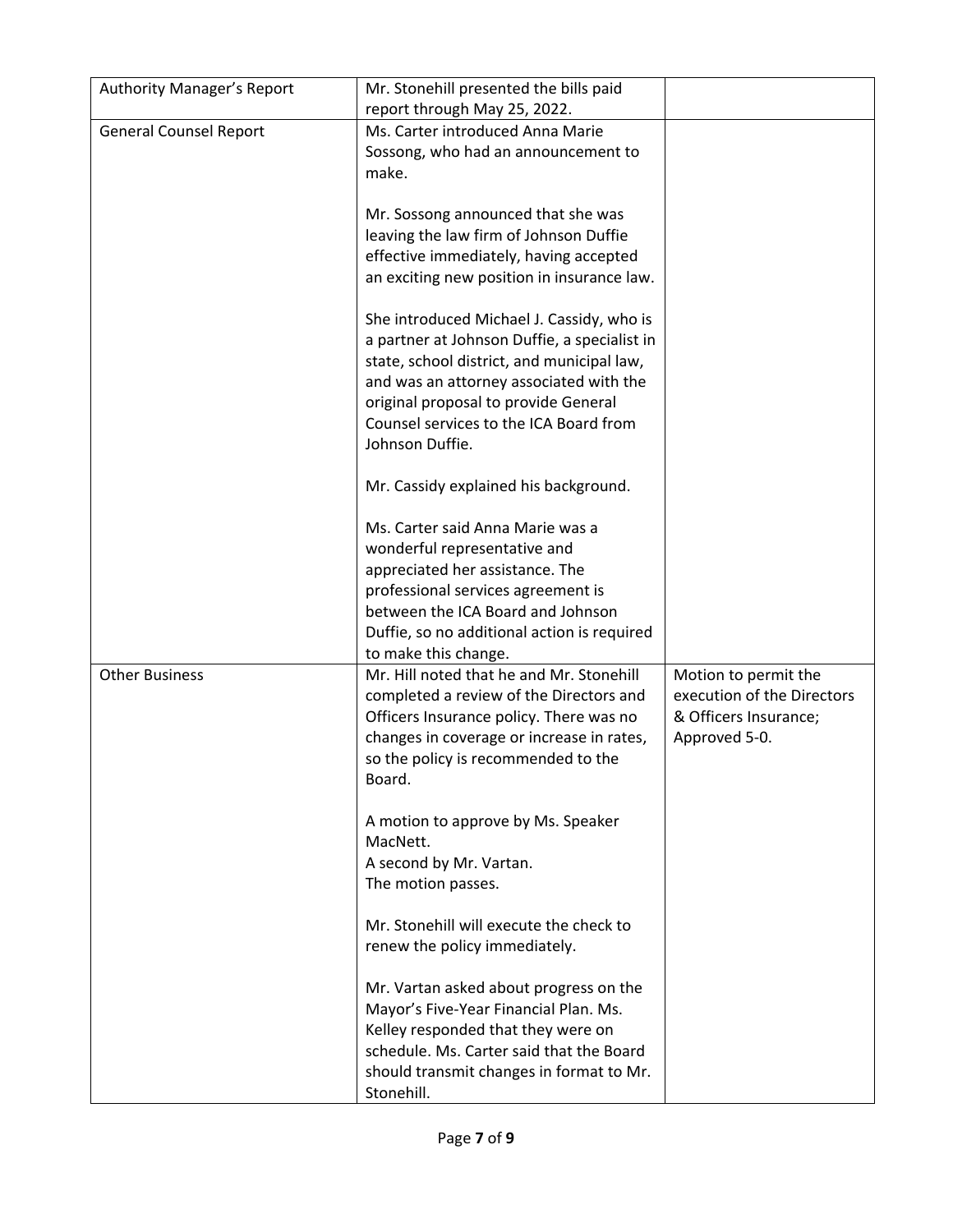| | | |
|---|---|---|
| Authority Manager's Report | Mr. Stonehill presented the bills paid report through May 25, 2022. | |
| General Counsel Report | Ms. Carter introduced Anna Marie Sossong, who had an announcement to make.<br><br>Mr. Sossong announced that she was leaving the law firm of Johnson Duffie effective immediately, having accepted an exciting new position in insurance law.<br><br>She introduced Michael J. Cassidy, who is a partner at Johnson Duffie, a specialist in state, school district, and municipal law, and was an attorney associated with the original proposal to provide General Counsel services to the ICA Board from Johnson Duffie.<br><br>Mr. Cassidy explained his background.<br><br>Ms. Carter said Anna Marie was a wonderful representative and appreciated her assistance. The professional services agreement is between the ICA Board and Johnson Duffie, so no additional action is required to make this change. | |
| Other Business | Mr. Hill noted that he and Mr. Stonehill completed a review of the Directors and Officers Insurance policy. There was no changes in coverage or increase in rates, so the policy is recommended to the Board.<br><br>A motion to approve by Ms. Speaker MacNett.<br>A second by Mr. Vartan.<br>The motion passes.<br><br>Mr. Stonehill will execute the check to renew the policy immediately.<br><br>Mr. Vartan asked about progress on the Mayor's Five-Year Financial Plan. Ms. Kelley responded that they were on schedule. Ms. Carter said that the Board should transmit changes in format to Mr. Stonehill. | Motion to permit the execution of the Directors & Officers Insurance; Approved 5-0. |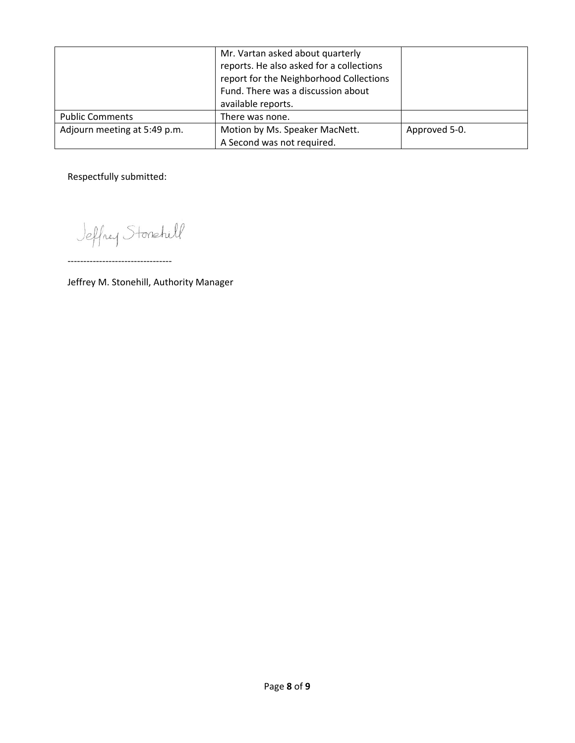|  | Mr. Vartan asked about quarterly reports. He also asked for a collections report for the Neighborhood Collections Fund. There was a discussion about available reports. |  |
| --- | --- | --- |
| Public Comments | There was none. |  |
| Adjourn meeting at 5:49 p.m. | Motion by Ms. Speaker MacNett. A Second was not required. | Approved 5-0. |

Respectfully submitted:

Jeffrey Stonehill

---------------------------------

Jeffrey M. Stonehill, Authority Manager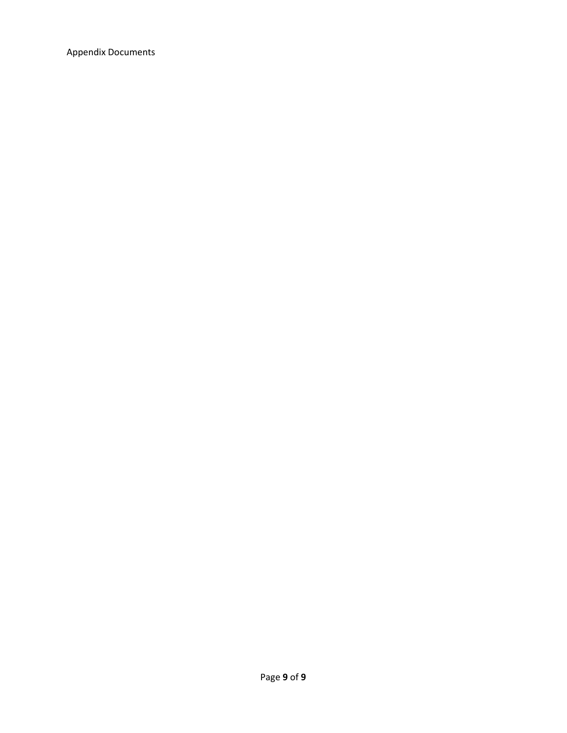Appendix Documents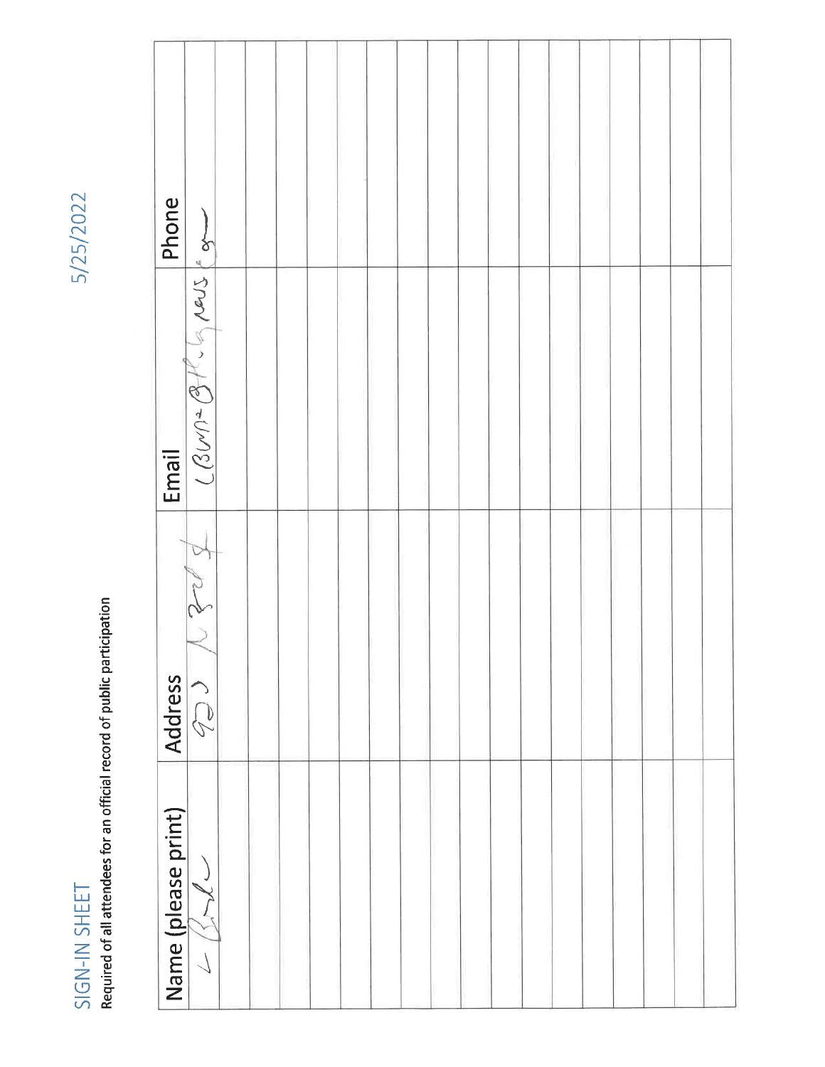# SIGN-IN SHEET

5/25/2022

**Required of all attendees for an official record of public participation**

| Name (please print) | Address | Email | Phone |
|---|---|---|---|
| L Burke | 920 N 30 St | LBurke@thegrass.com | |
| | | | |
| | | | |
| | | | |
| | | | |
| | | | |
| | | | |
| | | | |
| | | | |
| | | | |
| | | | |
| | | | |
| | | | |
| | | | |
| | | | |
| | | | |
| | | | |
| | | | |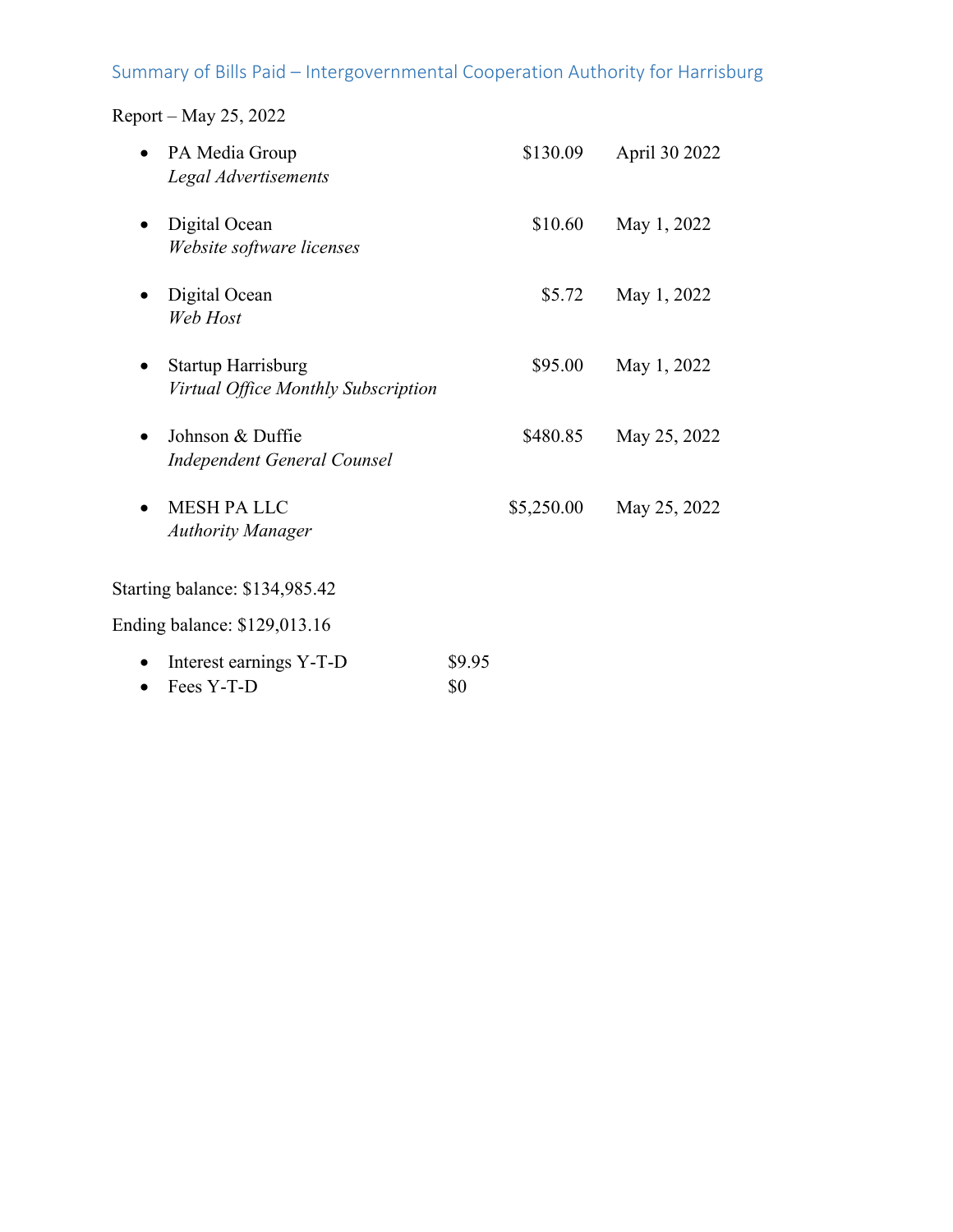## Summary of Bills Paid – Intergovernmental Cooperation Authority for Harrisburg

Report – May 25, 2022

| Payee | Amount | Date |
|---|---|---|
| PA Media Group<br>*Legal Advertisements* | $130.09 | April 30 2022 |
| Digital Ocean<br>*Website software licenses* | $10.60 | May 1, 2022 |
| Digital Ocean<br>*Web Host* | $5.72 | May 1, 2022 |
| Startup Harrisburg<br>*Virtual Office Monthly Subscription* | $95.00 | May 1, 2022 |
| Johnson & Duffie<br>*Independent General Counsel* | $480.85 | May 25, 2022 |
| MESH PA LLC<br>*Authority Manager* | $5,250.00 | May 25, 2022 |

Starting balance: $134,985.42

Ending balance: $129,013.16

- Interest earnings Y-T-D $9.95
- Fees Y-T-D $0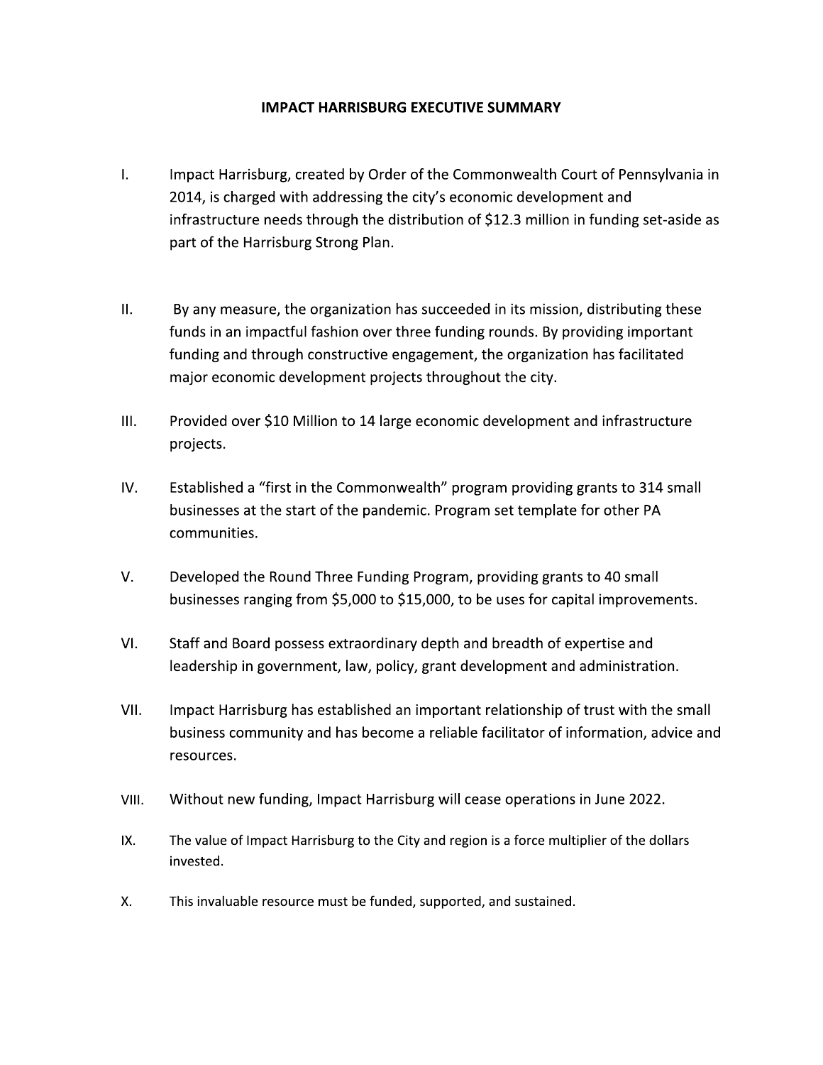# IMPACT HARRISBURG EXECUTIVE SUMMARY

I. Impact Harrisburg, created by Order of the Commonwealth Court of Pennsylvania in 2014, is charged with addressing the city's economic development and infrastructure needs through the distribution of $12.3 million in funding set-aside as part of the Harrisburg Strong Plan.

II. By any measure, the organization has succeeded in its mission, distributing these funds in an impactful fashion over three funding rounds. By providing important funding and through constructive engagement, the organization has facilitated major economic development projects throughout the city.

III. Provided over $10 Million to 14 large economic development and infrastructure projects.

IV. Established a "first in the Commonwealth" program providing grants to 314 small businesses at the start of the pandemic. Program set template for other PA communities.

V. Developed the Round Three Funding Program, providing grants to 40 small businesses ranging from $5,000 to $15,000, to be uses for capital improvements.

VI. Staff and Board possess extraordinary depth and breadth of expertise and leadership in government, law, policy, grant development and administration.

VII. Impact Harrisburg has established an important relationship of trust with the small business community and has become a reliable facilitator of information, advice and resources.

VIII. Without new funding, Impact Harrisburg will cease operations in June 2022.

IX. The value of Impact Harrisburg to the City and region is a force multiplier of the dollars invested.

X. This invaluable resource must be funded, supported, and sustained.